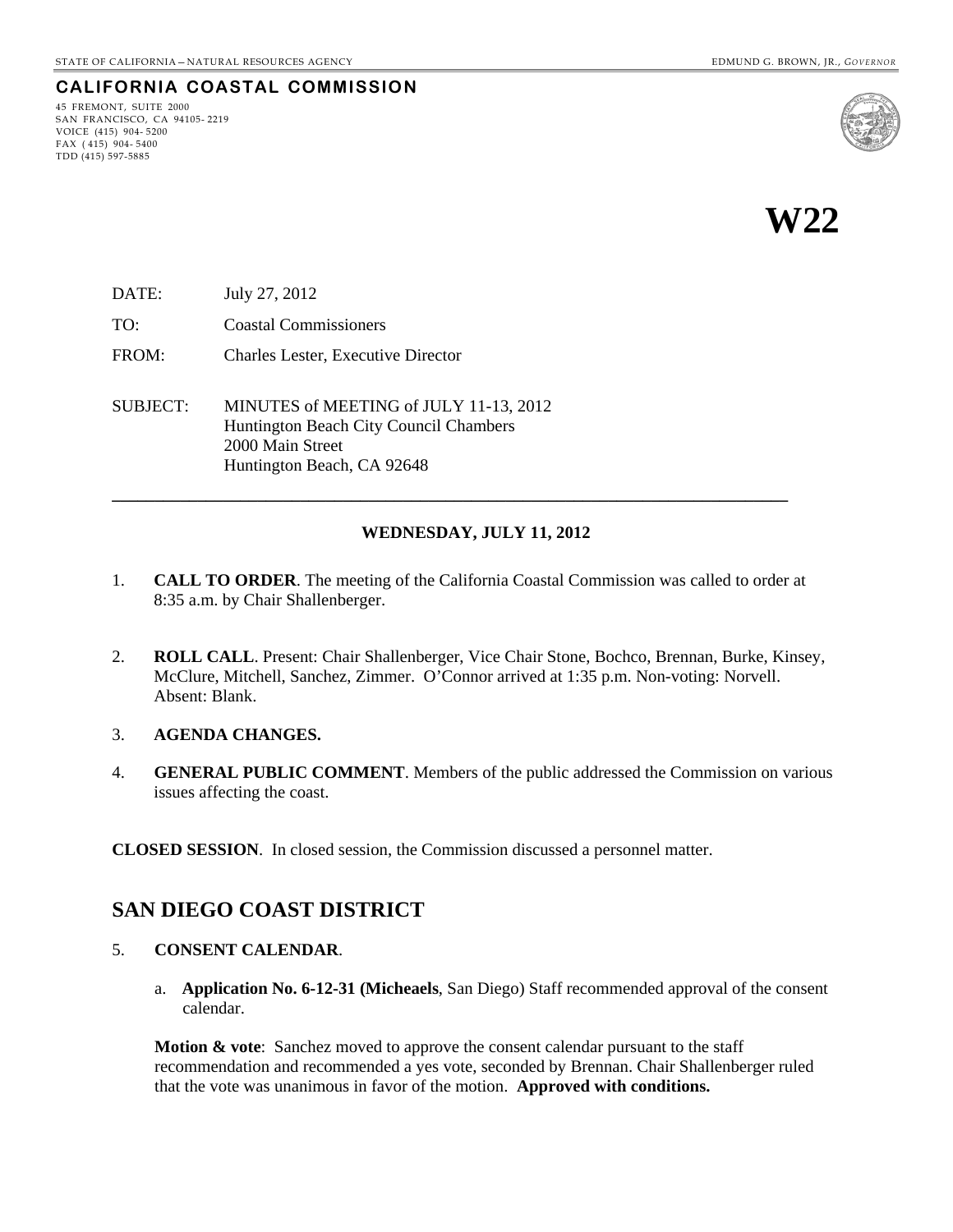STATE OF CALIFORNIA – NATURAL RESOURCES AGENCY

EDMUND G. BROWN, JR., *GOVERNOR*

**CALIFORNIA COASTAL COMMISSION**

45 FREMONT, SUITE 2000
SAN FRANCISCO, CA 94105-2219
VOICE (415) 904-5200
FAX (415) 904-5400
TDD (415) 597-5885

# W22

DATE: July 27, 2012

TO: Coastal Commissioners

FROM: Charles Lester, Executive Director

SUBJECT: MINUTES of MEETING of JULY 11-13, 2012
Huntington Beach City Council Chambers
2000 Main Street
Huntington Beach, CA 92648

---

**WEDNESDAY, JULY 11, 2012**

1. **CALL TO ORDER**. The meeting of the California Coastal Commission was called to order at 8:35 a.m. by Chair Shallenberger.

2. **ROLL CALL**. Present: Chair Shallenberger, Vice Chair Stone, Bochco, Brennan, Burke, Kinsey, McClure, Mitchell, Sanchez, Zimmer. O'Connor arrived at 1:35 p.m. Non-voting: Norvell. Absent: Blank.

3. **AGENDA CHANGES.**

4. **GENERAL PUBLIC COMMENT**. Members of the public addressed the Commission on various issues affecting the coast.

**CLOSED SESSION**. In closed session, the Commission discussed a personnel matter.

## SAN DIEGO COAST DISTRICT

5. **CONSENT CALENDAR**.

   a. **Application No. 6-12-31 (Micheaels**, San Diego) Staff recommended approval of the consent calendar.

   **Motion & vote**: Sanchez moved to approve the consent calendar pursuant to the staff recommendation and recommended a yes vote, seconded by Brennan. Chair Shallenberger ruled that the vote was unanimous in favor of the motion. **Approved with conditions.**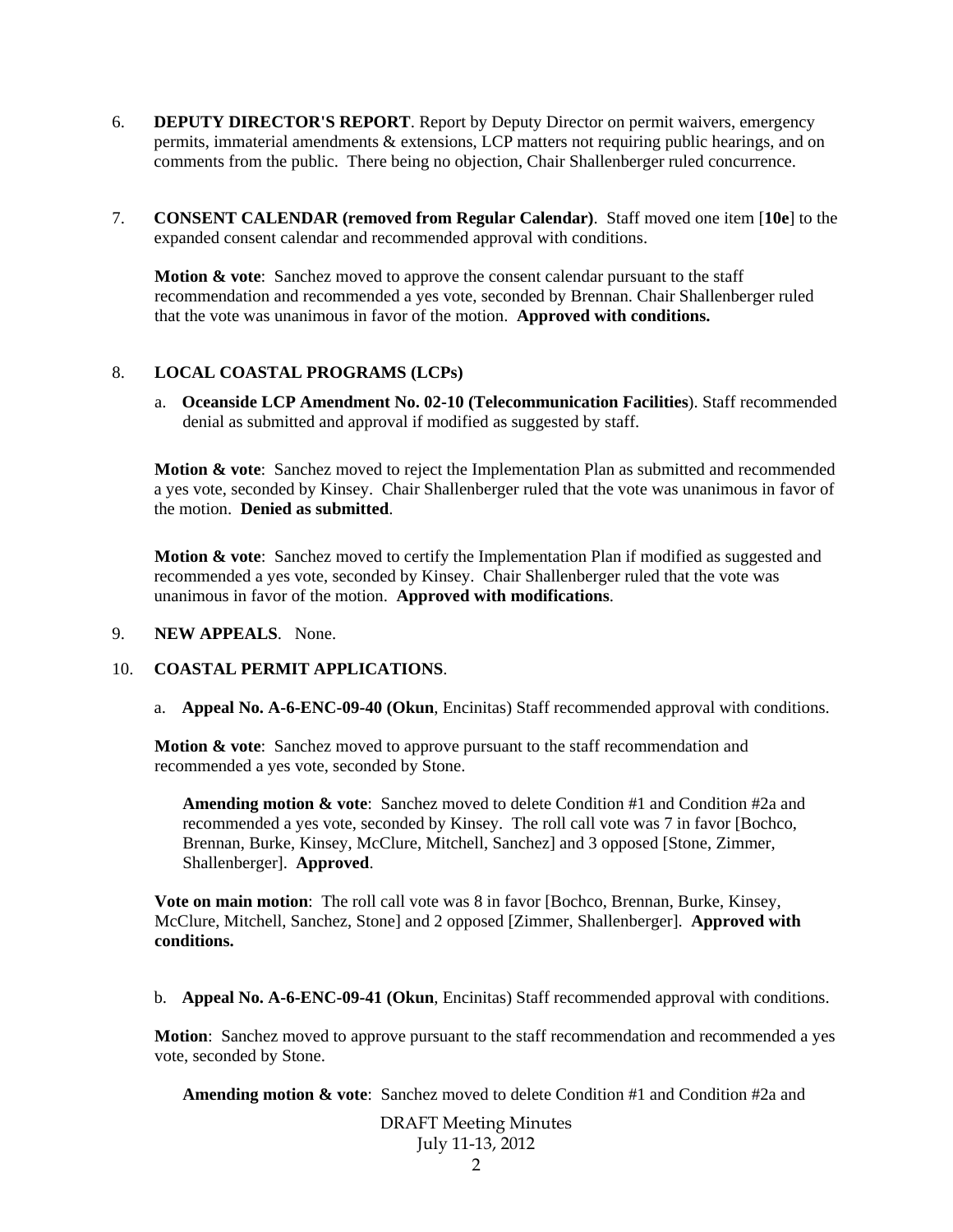6. **DEPUTY DIRECTOR'S REPORT**. Report by Deputy Director on permit waivers, emergency permits, immaterial amendments & extensions, LCP matters not requiring public hearings, and on comments from the public. There being no objection, Chair Shallenberger ruled concurrence.

7. **CONSENT CALENDAR (removed from Regular Calendar)**. Staff moved one item [**10e**] to the expanded consent calendar and recommended approval with conditions.

   **Motion & vote**: Sanchez moved to approve the consent calendar pursuant to the staff recommendation and recommended a yes vote, seconded by Brennan. Chair Shallenberger ruled that the vote was unanimous in favor of the motion. **Approved with conditions.**

8. **LOCAL COASTAL PROGRAMS (LCPs)**

   a. **Oceanside LCP Amendment No. 02-10 (Telecommunication Facilities**). Staff recommended denial as submitted and approval if modified as suggested by staff.

   **Motion & vote**: Sanchez moved to reject the Implementation Plan as submitted and recommended a yes vote, seconded by Kinsey. Chair Shallenberger ruled that the vote was unanimous in favor of the motion. **Denied as submitted**.

   **Motion & vote**: Sanchez moved to certify the Implementation Plan if modified as suggested and recommended a yes vote, seconded by Kinsey. Chair Shallenberger ruled that the vote was unanimous in favor of the motion. **Approved with modifications**.

9. **NEW APPEALS**. None.

10. **COASTAL PERMIT APPLICATIONS**.

    a. **Appeal No. A-6-ENC-09-40 (Okun**, Encinitas) Staff recommended approval with conditions.

    **Motion & vote**: Sanchez moved to approve pursuant to the staff recommendation and recommended a yes vote, seconded by Stone.

    **Amending motion & vote**: Sanchez moved to delete Condition #1 and Condition #2a and recommended a yes vote, seconded by Kinsey. The roll call vote was 7 in favor [Bochco, Brennan, Burke, Kinsey, McClure, Mitchell, Sanchez] and 3 opposed [Stone, Zimmer, Shallenberger]. **Approved**.

    **Vote on main motion**: The roll call vote was 8 in favor [Bochco, Brennan, Burke, Kinsey, McClure, Mitchell, Sanchez, Stone] and 2 opposed [Zimmer, Shallenberger]. **Approved with conditions.**

    b. **Appeal No. A-6-ENC-09-41 (Okun**, Encinitas) Staff recommended approval with conditions.

    **Motion**: Sanchez moved to approve pursuant to the staff recommendation and recommended a yes vote, seconded by Stone.

    **Amending motion & vote**: Sanchez moved to delete Condition #1 and Condition #2a and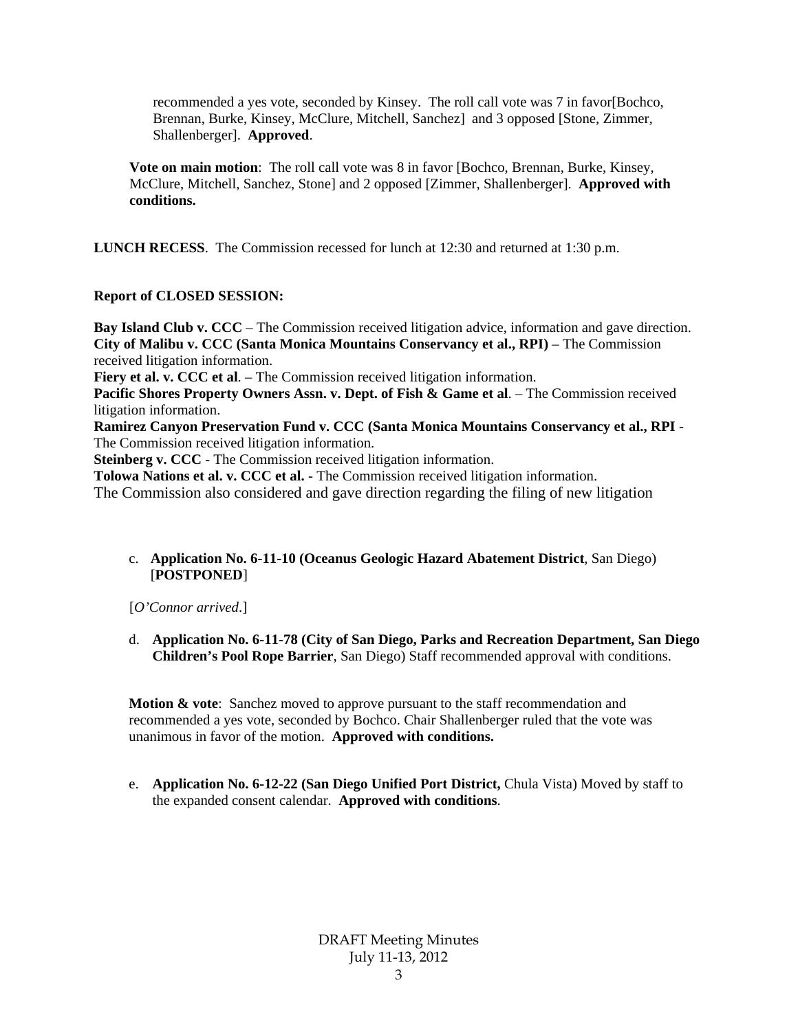recommended a yes vote, seconded by Kinsey. The roll call vote was 7 in favor[Bochco, Brennan, Burke, Kinsey, McClure, Mitchell, Sanchez] and 3 opposed [Stone, Zimmer, Shallenberger]. **Approved**.

**Vote on main motion**: The roll call vote was 8 in favor [Bochco, Brennan, Burke, Kinsey, McClure, Mitchell, Sanchez, Stone] and 2 opposed [Zimmer, Shallenberger]. **Approved with conditions.**

**LUNCH RECESS**. The Commission recessed for lunch at 12:30 and returned at 1:30 p.m.

**Report of CLOSED SESSION:**

**Bay Island Club v. CCC** – The Commission received litigation advice, information and gave direction.
**City of Malibu v. CCC (Santa Monica Mountains Conservancy et al., RPI)** – The Commission received litigation information.
**Fiery et al. v. CCC et al**. – The Commission received litigation information.
**Pacific Shores Property Owners Assn. v. Dept. of Fish & Game et al**. – The Commission received litigation information.
**Ramirez Canyon Preservation Fund v. CCC (Santa Monica Mountains Conservancy et al., RPI** - The Commission received litigation information.
**Steinberg v. CCC** - The Commission received litigation information.
**Tolowa Nations et al. v. CCC et al.** - The Commission received litigation information.
The Commission also considered and gave direction regarding the filing of new litigation

c. **Application No. 6-11-10 (Oceanus Geologic Hazard Abatement District**, San Diego) [**POSTPONED**]

[*O'Connor arrived*.]

d. **Application No. 6-11-78 (City of San Diego, Parks and Recreation Department, San Diego Children's Pool Rope Barrier**, San Diego) Staff recommended approval with conditions.

**Motion & vote**: Sanchez moved to approve pursuant to the staff recommendation and recommended a yes vote, seconded by Bochco. Chair Shallenberger ruled that the vote was unanimous in favor of the motion. **Approved with conditions.**

e. **Application No. 6-12-22 (San Diego Unified Port District,** Chula Vista) Moved by staff to the expanded consent calendar. **Approved with conditions**.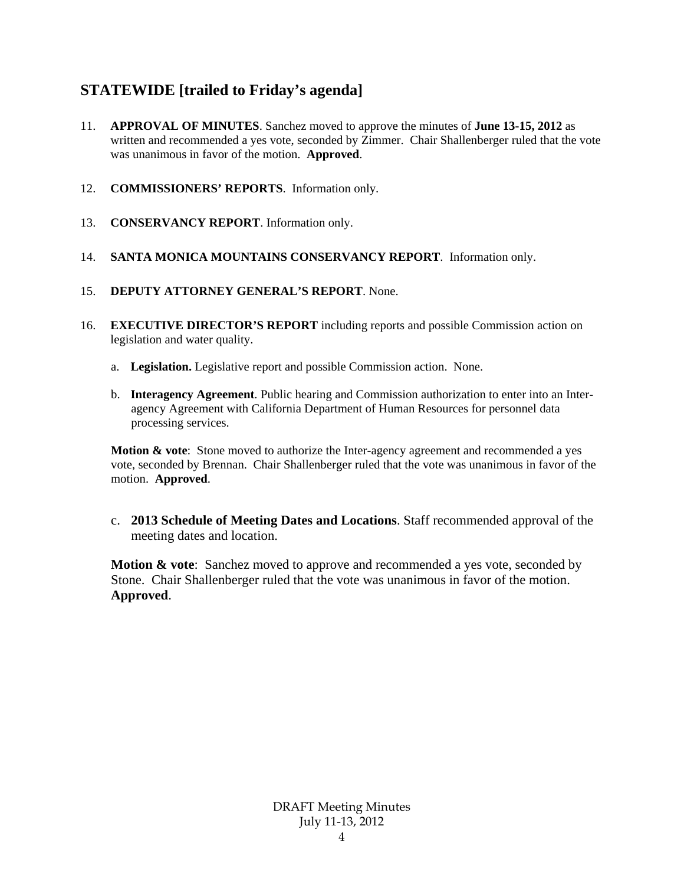## STATEWIDE [trailed to Friday's agenda]

11. **APPROVAL OF MINUTES**. Sanchez moved to approve the minutes of **June 13-15, 2012** as written and recommended a yes vote, seconded by Zimmer. Chair Shallenberger ruled that the vote was unanimous in favor of the motion. **Approved**.

12. **COMMISSIONERS' REPORTS**. Information only.

13. **CONSERVANCY REPORT**. Information only.

14. **SANTA MONICA MOUNTAINS CONSERVANCY REPORT**. Information only.

15. **DEPUTY ATTORNEY GENERAL'S REPORT**. None.

16. **EXECUTIVE DIRECTOR'S REPORT** including reports and possible Commission action on legislation and water quality.

    a. **Legislation.** Legislative report and possible Commission action. None.

    b. **Interagency Agreement**. Public hearing and Commission authorization to enter into an Inter-agency Agreement with California Department of Human Resources for personnel data processing services.

    **Motion & vote**: Stone moved to authorize the Inter-agency agreement and recommended a yes vote, seconded by Brennan. Chair Shallenberger ruled that the vote was unanimous in favor of the motion. **Approved**.

    c. **2013 Schedule of Meeting Dates and Locations**. Staff recommended approval of the meeting dates and location.

    **Motion & vote**: Sanchez moved to approve and recommended a yes vote, seconded by Stone. Chair Shallenberger ruled that the vote was unanimous in favor of the motion. **Approved**.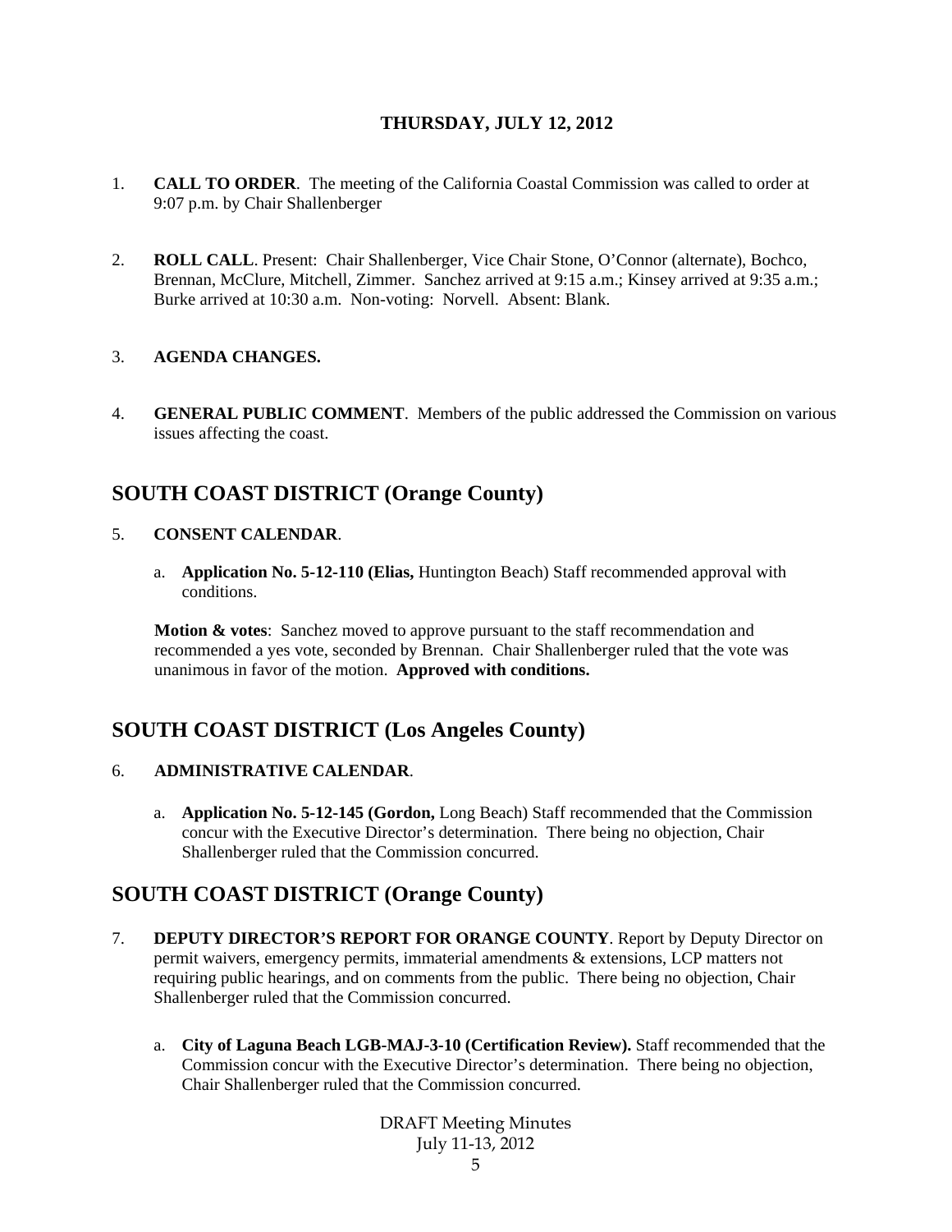**THURSDAY, JULY 12, 2012**

1. **CALL TO ORDER**. The meeting of the California Coastal Commission was called to order at 9:07 p.m. by Chair Shallenberger

2. **ROLL CALL**. Present: Chair Shallenberger, Vice Chair Stone, O'Connor (alternate), Bochco, Brennan, McClure, Mitchell, Zimmer. Sanchez arrived at 9:15 a.m.; Kinsey arrived at 9:35 a.m.; Burke arrived at 10:30 a.m. Non-voting: Norvell. Absent: Blank.

3. **AGENDA CHANGES.**

4. **GENERAL PUBLIC COMMENT**. Members of the public addressed the Commission on various issues affecting the coast.

## SOUTH COAST DISTRICT (Orange County)

5. **CONSENT CALENDAR**.

   a. **Application No. 5-12-110 (Elias,** Huntington Beach) Staff recommended approval with conditions.

   **Motion & votes**: Sanchez moved to approve pursuant to the staff recommendation and recommended a yes vote, seconded by Brennan. Chair Shallenberger ruled that the vote was unanimous in favor of the motion. **Approved with conditions.**

## SOUTH COAST DISTRICT (Los Angeles County)

6. **ADMINISTRATIVE CALENDAR**.

   a. **Application No. 5-12-145 (Gordon,** Long Beach) Staff recommended that the Commission concur with the Executive Director's determination. There being no objection, Chair Shallenberger ruled that the Commission concurred.

## SOUTH COAST DISTRICT (Orange County)

7. **DEPUTY DIRECTOR'S REPORT FOR ORANGE COUNTY**. Report by Deputy Director on permit waivers, emergency permits, immaterial amendments & extensions, LCP matters not requiring public hearings, and on comments from the public. There being no objection, Chair Shallenberger ruled that the Commission concurred.

   a. **City of Laguna Beach LGB-MAJ-3-10 (Certification Review).** Staff recommended that the Commission concur with the Executive Director's determination. There being no objection, Chair Shallenberger ruled that the Commission concurred.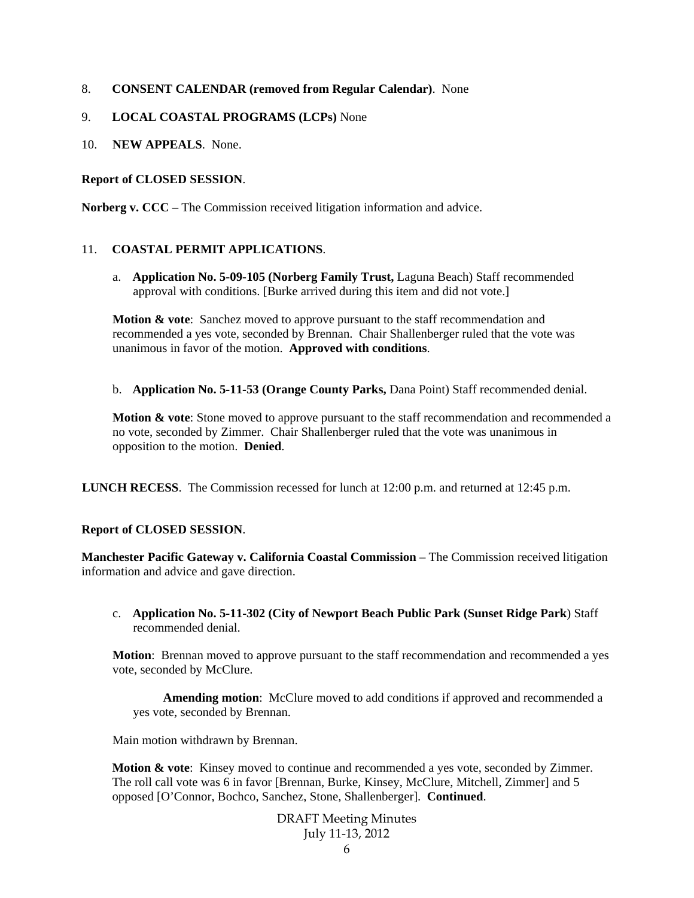8. **CONSENT CALENDAR (removed from Regular Calendar)**. None

9. **LOCAL COASTAL PROGRAMS (LCPs)** None

10. **NEW APPEALS**. None.

**Report of CLOSED SESSION**.

**Norberg v. CCC** – The Commission received litigation information and advice.

11. **COASTAL PERMIT APPLICATIONS**.

   a. **Application No. 5-09-105 (Norberg Family Trust,** Laguna Beach) Staff recommended approval with conditions. [Burke arrived during this item and did not vote.]

   **Motion & vote**: Sanchez moved to approve pursuant to the staff recommendation and recommended a yes vote, seconded by Brennan. Chair Shallenberger ruled that the vote was unanimous in favor of the motion. **Approved with conditions**.

   b. **Application No. 5-11-53 (Orange County Parks,** Dana Point) Staff recommended denial.

   **Motion & vote**: Stone moved to approve pursuant to the staff recommendation and recommended a no vote, seconded by Zimmer. Chair Shallenberger ruled that the vote was unanimous in opposition to the motion. **Denied**.

**LUNCH RECESS**. The Commission recessed for lunch at 12:00 p.m. and returned at 12:45 p.m.

**Report of CLOSED SESSION**.

**Manchester Pacific Gateway v. California Coastal Commission** – The Commission received litigation information and advice and gave direction.

   c. **Application No. 5-11-302 (City of Newport Beach Public Park (Sunset Ridge Park**) Staff recommended denial.

   **Motion**: Brennan moved to approve pursuant to the staff recommendation and recommended a yes vote, seconded by McClure.

      **Amending motion**: McClure moved to add conditions if approved and recommended a yes vote, seconded by Brennan.

   Main motion withdrawn by Brennan.

   **Motion & vote**: Kinsey moved to continue and recommended a yes vote, seconded by Zimmer. The roll call vote was 6 in favor [Brennan, Burke, Kinsey, McClure, Mitchell, Zimmer] and 5 opposed [O'Connor, Bochco, Sanchez, Stone, Shallenberger]. **Continued**.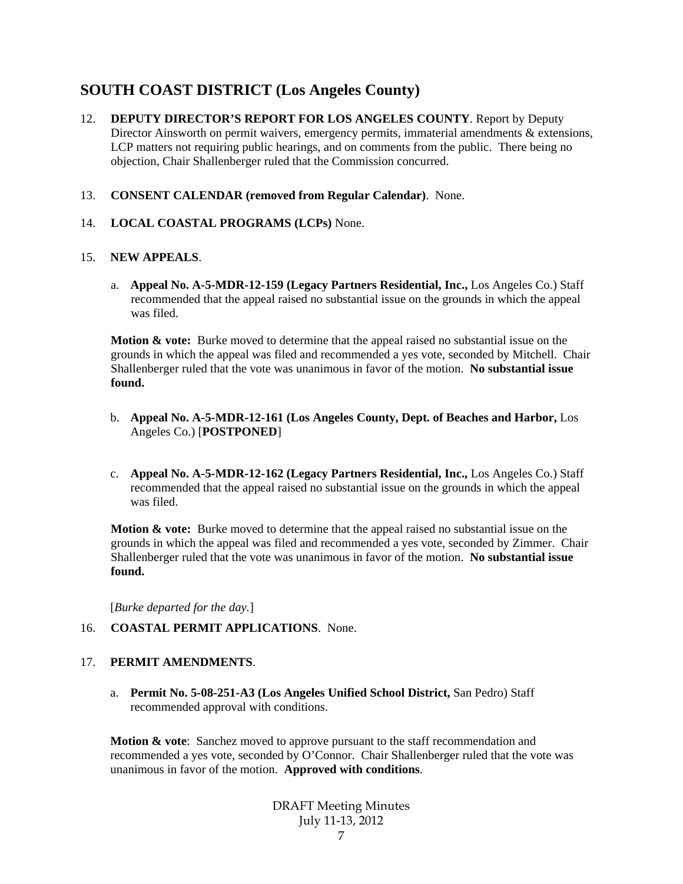## SOUTH COAST DISTRICT (Los Angeles County)

12. **DEPUTY DIRECTOR'S REPORT FOR LOS ANGELES COUNTY**. Report by Deputy Director Ainsworth on permit waivers, emergency permits, immaterial amendments & extensions, LCP matters not requiring public hearings, and on comments from the public. There being no objection, Chair Shallenberger ruled that the Commission concurred.

13. **CONSENT CALENDAR (removed from Regular Calendar)**. None.

14. **LOCAL COASTAL PROGRAMS (LCPs)** None.

15. **NEW APPEALS**.

   a. **Appeal No. A-5-MDR-12-159 (Legacy Partners Residential, Inc.,** Los Angeles Co.) Staff recommended that the appeal raised no substantial issue on the grounds in which the appeal was filed.

   **Motion & vote:** Burke moved to determine that the appeal raised no substantial issue on the grounds in which the appeal was filed and recommended a yes vote, seconded by Mitchell. Chair Shallenberger ruled that the vote was unanimous in favor of the motion. **No substantial issue found.**

   b. **Appeal No. A-5-MDR-12-161 (Los Angeles County, Dept. of Beaches and Harbor,** Los Angeles Co.) [**POSTPONED**]

   c. **Appeal No. A-5-MDR-12-162 (Legacy Partners Residential, Inc.,** Los Angeles Co.) Staff recommended that the appeal raised no substantial issue on the grounds in which the appeal was filed.

   **Motion & vote:** Burke moved to determine that the appeal raised no substantial issue on the grounds in which the appeal was filed and recommended a yes vote, seconded by Zimmer. Chair Shallenberger ruled that the vote was unanimous in favor of the motion. **No substantial issue found.**

   [*Burke departed for the day.*]

16. **COASTAL PERMIT APPLICATIONS**. None.

17. **PERMIT AMENDMENTS**.

   a. **Permit No. 5-08-251-A3 (Los Angeles Unified School District,** San Pedro) Staff recommended approval with conditions.

   **Motion & vote**: Sanchez moved to approve pursuant to the staff recommendation and recommended a yes vote, seconded by O'Connor. Chair Shallenberger ruled that the vote was unanimous in favor of the motion. **Approved with conditions**.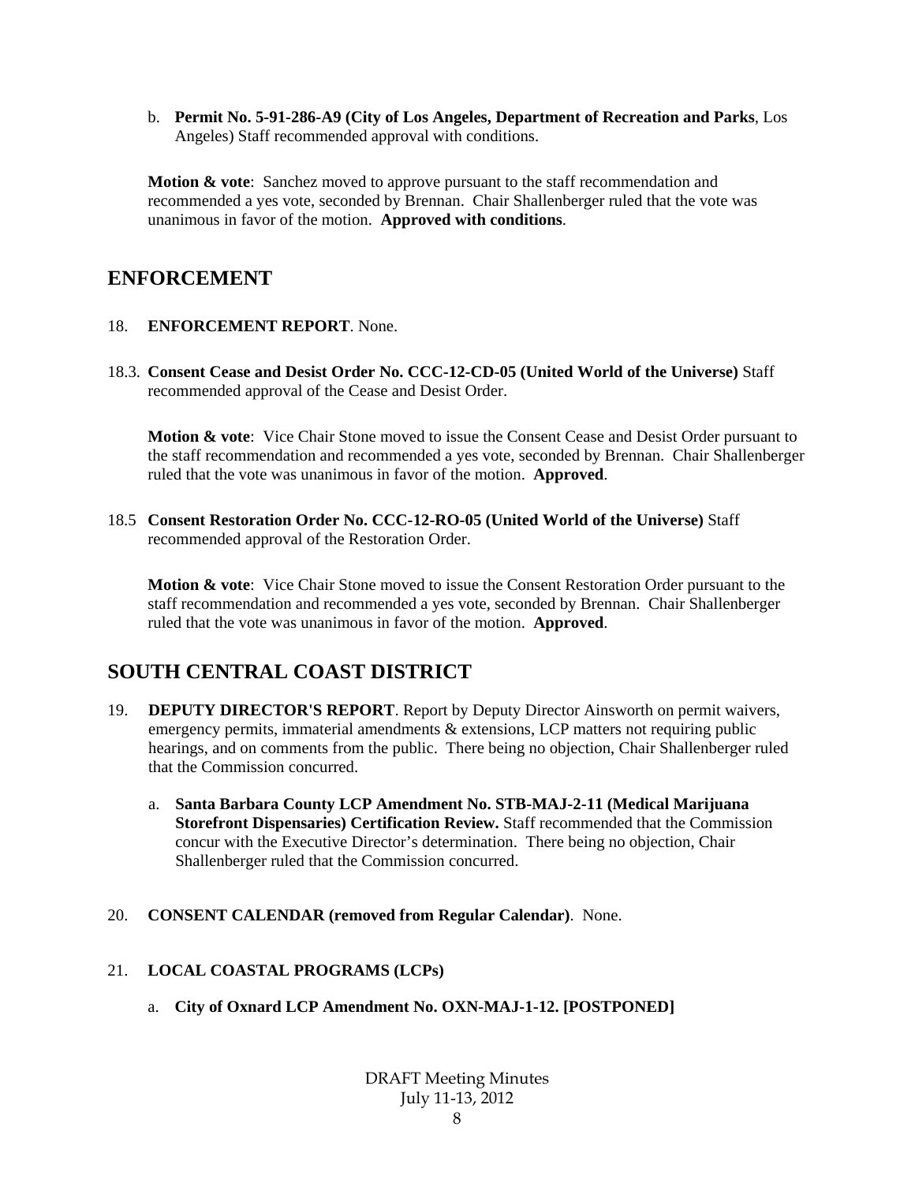b. **Permit No. 5-91-286-A9 (City of Los Angeles, Department of Recreation and Parks**, Los Angeles) Staff recommended approval with conditions.

**Motion & vote**: Sanchez moved to approve pursuant to the staff recommendation and recommended a yes vote, seconded by Brennan. Chair Shallenberger ruled that the vote was unanimous in favor of the motion. **Approved with conditions**.

## ENFORCEMENT

18. **ENFORCEMENT REPORT**. None.

18.3. **Consent Cease and Desist Order No. CCC-12-CD-05 (United World of the Universe)** Staff recommended approval of the Cease and Desist Order.

**Motion & vote**: Vice Chair Stone moved to issue the Consent Cease and Desist Order pursuant to the staff recommendation and recommended a yes vote, seconded by Brennan. Chair Shallenberger ruled that the vote was unanimous in favor of the motion. **Approved**.

18.5 **Consent Restoration Order No. CCC-12-RO-05 (United World of the Universe)** Staff recommended approval of the Restoration Order.

**Motion & vote**: Vice Chair Stone moved to issue the Consent Restoration Order pursuant to the staff recommendation and recommended a yes vote, seconded by Brennan. Chair Shallenberger ruled that the vote was unanimous in favor of the motion. **Approved**.

## SOUTH CENTRAL COAST DISTRICT

19. **DEPUTY DIRECTOR'S REPORT**. Report by Deputy Director Ainsworth on permit waivers, emergency permits, immaterial amendments & extensions, LCP matters not requiring public hearings, and on comments from the public. There being no objection, Chair Shallenberger ruled that the Commission concurred.

    a. **Santa Barbara County LCP Amendment No. STB-MAJ-2-11 (Medical Marijuana Storefront Dispensaries) Certification Review.** Staff recommended that the Commission concur with the Executive Director's determination. There being no objection, Chair Shallenberger ruled that the Commission concurred.

20. **CONSENT CALENDAR (removed from Regular Calendar)**. None.

21. **LOCAL COASTAL PROGRAMS (LCPs)**

    a. **City of Oxnard LCP Amendment No. OXN-MAJ-1-12. [POSTPONED]**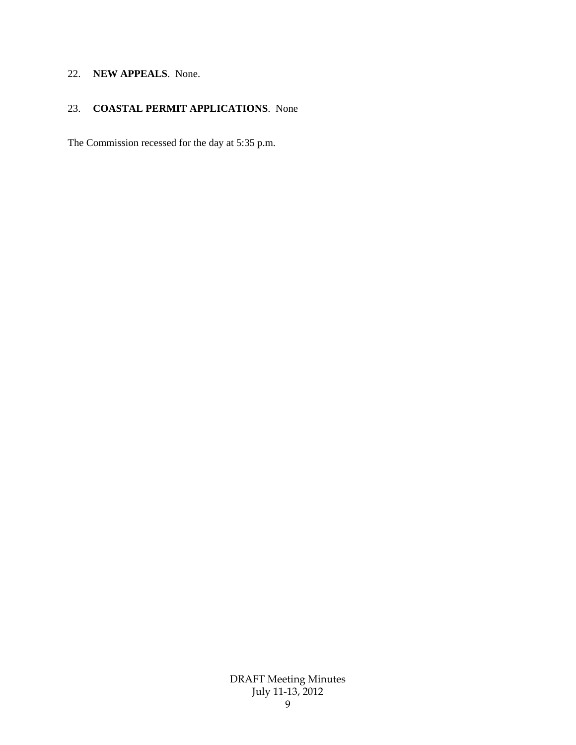22. **NEW APPEALS**. None.

23. **COASTAL PERMIT APPLICATIONS**. None

The Commission recessed for the day at 5:35 p.m.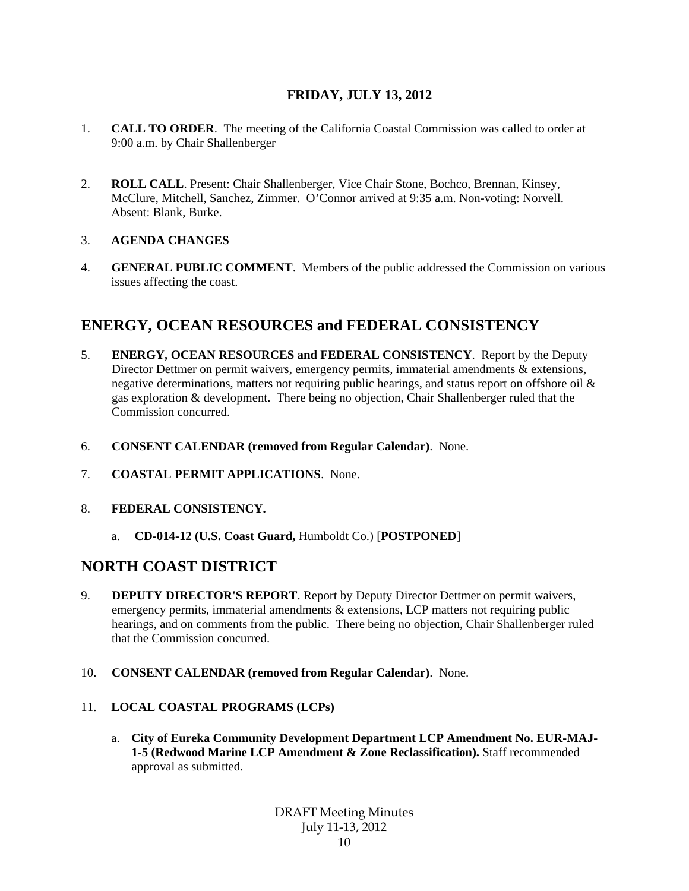**FRIDAY, JULY 13, 2012**

1. **CALL TO ORDER**. The meeting of the California Coastal Commission was called to order at 9:00 a.m. by Chair Shallenberger

2. **ROLL CALL**. Present: Chair Shallenberger, Vice Chair Stone, Bochco, Brennan, Kinsey, McClure, Mitchell, Sanchez, Zimmer. O'Connor arrived at 9:35 a.m. Non-voting: Norvell. Absent: Blank, Burke.

3. **AGENDA CHANGES**

4. **GENERAL PUBLIC COMMENT**. Members of the public addressed the Commission on various issues affecting the coast.

## ENERGY, OCEAN RESOURCES and FEDERAL CONSISTENCY

5. **ENERGY, OCEAN RESOURCES and FEDERAL CONSISTENCY**. Report by the Deputy Director Dettmer on permit waivers, emergency permits, immaterial amendments & extensions, negative determinations, matters not requiring public hearings, and status report on offshore oil & gas exploration & development. There being no objection, Chair Shallenberger ruled that the Commission concurred.

6. **CONSENT CALENDAR (removed from Regular Calendar)**. None.

7. **COASTAL PERMIT APPLICATIONS**. None.

8. **FEDERAL CONSISTENCY.**

   a. **CD-014-12 (U.S. Coast Guard,** Humboldt Co.) [**POSTPONED**]

## NORTH COAST DISTRICT

9. **DEPUTY DIRECTOR'S REPORT**. Report by Deputy Director Dettmer on permit waivers, emergency permits, immaterial amendments & extensions, LCP matters not requiring public hearings, and on comments from the public. There being no objection, Chair Shallenberger ruled that the Commission concurred.

10. **CONSENT CALENDAR (removed from Regular Calendar)**. None.

11. **LOCAL COASTAL PROGRAMS (LCPs)**

    a. **City of Eureka Community Development Department LCP Amendment No. EUR-MAJ-1-5 (Redwood Marine LCP Amendment & Zone Reclassification).** Staff recommended approval as submitted.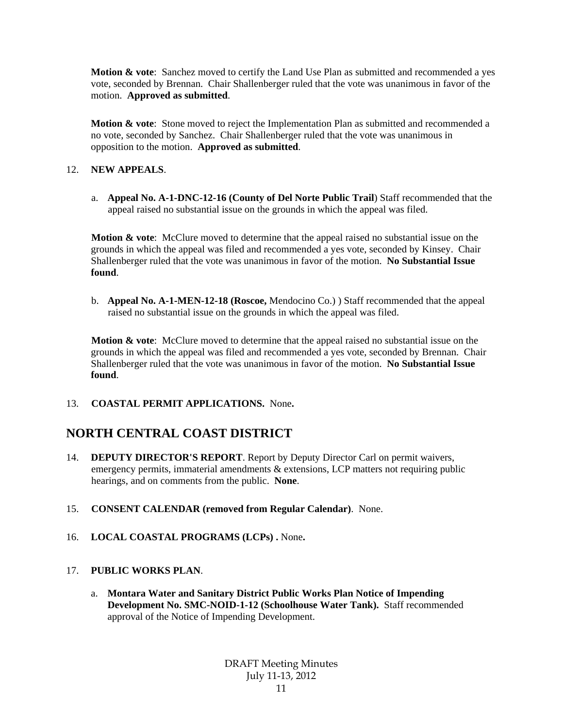**Motion & vote**: Sanchez moved to certify the Land Use Plan as submitted and recommended a yes vote, seconded by Brennan. Chair Shallenberger ruled that the vote was unanimous in favor of the motion. **Approved as submitted**.

**Motion & vote**: Stone moved to reject the Implementation Plan as submitted and recommended a no vote, seconded by Sanchez. Chair Shallenberger ruled that the vote was unanimous in opposition to the motion. **Approved as submitted**.

12. **NEW APPEALS**.

   a. **Appeal No. A-1-DNC-12-16 (County of Del Norte Public Trail**) Staff recommended that the appeal raised no substantial issue on the grounds in which the appeal was filed.

   **Motion & vote**: McClure moved to determine that the appeal raised no substantial issue on the grounds in which the appeal was filed and recommended a yes vote, seconded by Kinsey. Chair Shallenberger ruled that the vote was unanimous in favor of the motion. **No Substantial Issue found**.

   b. **Appeal No. A-1-MEN-12-18 (Roscoe,** Mendocino Co.) ) Staff recommended that the appeal raised no substantial issue on the grounds in which the appeal was filed.

   **Motion & vote**: McClure moved to determine that the appeal raised no substantial issue on the grounds in which the appeal was filed and recommended a yes vote, seconded by Brennan. Chair Shallenberger ruled that the vote was unanimous in favor of the motion. **No Substantial Issue found**.

13. **COASTAL PERMIT APPLICATIONS.** None**.**

## NORTH CENTRAL COAST DISTRICT

14. **DEPUTY DIRECTOR'S REPORT**. Report by Deputy Director Carl on permit waivers, emergency permits, immaterial amendments & extensions, LCP matters not requiring public hearings, and on comments from the public. **None**.

15. **CONSENT CALENDAR (removed from Regular Calendar)**. None.

16. **LOCAL COASTAL PROGRAMS (LCPs) .** None**.**

17. **PUBLIC WORKS PLAN**.

   a. **Montara Water and Sanitary District Public Works Plan Notice of Impending Development No. SMC-NOID-1-12 (Schoolhouse Water Tank).** Staff recommended approval of the Notice of Impending Development.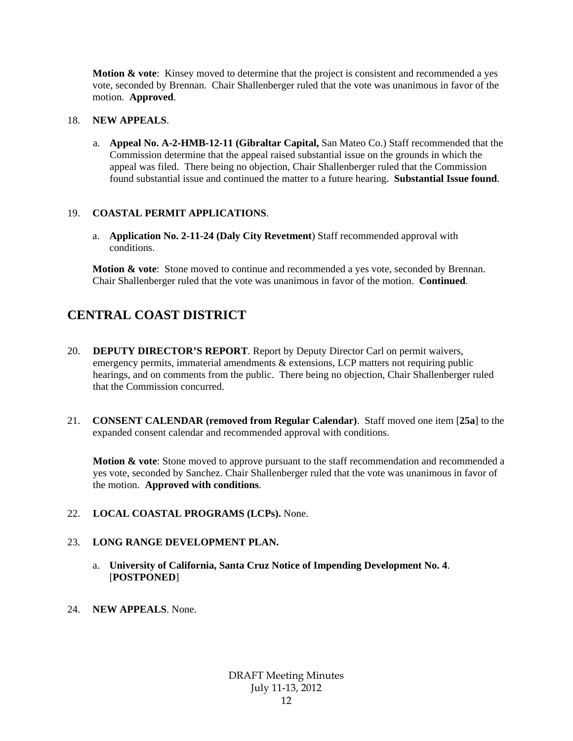**Motion & vote**: Kinsey moved to determine that the project is consistent and recommended a yes vote, seconded by Brennan. Chair Shallenberger ruled that the vote was unanimous in favor of the motion. **Approved**.

18. **NEW APPEALS**.

    a. **Appeal No. A-2-HMB-12-11 (Gibraltar Capital,** San Mateo Co.) Staff recommended that the Commission determine that the appeal raised substantial issue on the grounds in which the appeal was filed. There being no objection, Chair Shallenberger ruled that the Commission found substantial issue and continued the matter to a future hearing. **Substantial Issue found**.

19. **COASTAL PERMIT APPLICATIONS**.

    a. **Application No. 2-11-24 (Daly City Revetment**) Staff recommended approval with conditions.

    **Motion & vote**: Stone moved to continue and recommended a yes vote, seconded by Brennan. Chair Shallenberger ruled that the vote was unanimous in favor of the motion. **Continued**.

## CENTRAL COAST DISTRICT

20. **DEPUTY DIRECTOR'S REPORT**. Report by Deputy Director Carl on permit waivers, emergency permits, immaterial amendments & extensions, LCP matters not requiring public hearings, and on comments from the public. There being no objection, Chair Shallenberger ruled that the Commission concurred.

21. **CONSENT CALENDAR (removed from Regular Calendar)**. Staff moved one item [**25a**] to the expanded consent calendar and recommended approval with conditions.

    **Motion & vote**: Stone moved to approve pursuant to the staff recommendation and recommended a yes vote, seconded by Sanchez. Chair Shallenberger ruled that the vote was unanimous in favor of the motion. **Approved with conditions**.

22. **LOCAL COASTAL PROGRAMS (LCPs).** None.

23. **LONG RANGE DEVELOPMENT PLAN.**

    a. **University of California, Santa Cruz Notice of Impending Development No. 4**. [**POSTPONED**]

24. **NEW APPEALS**. None.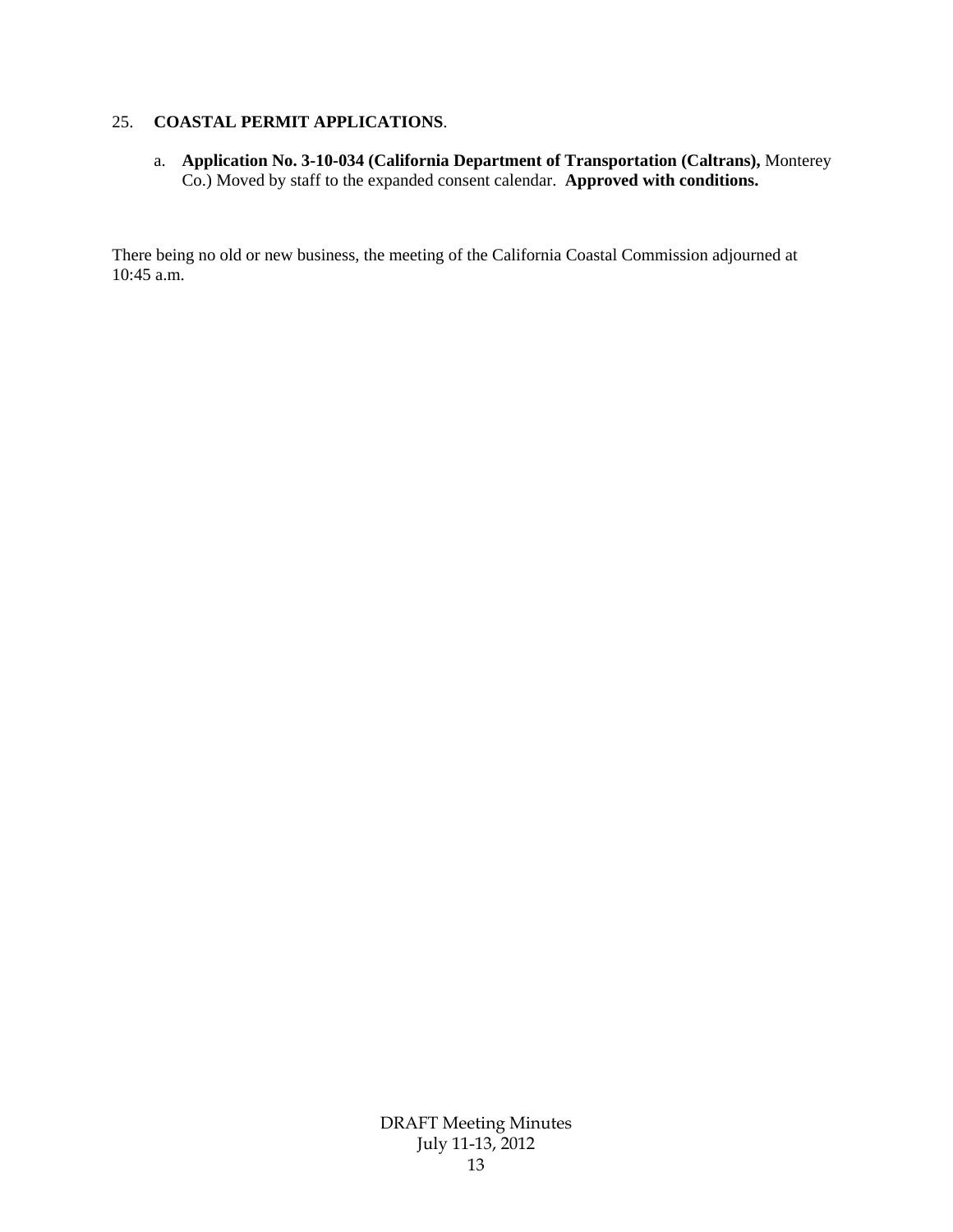25. **COASTAL PERMIT APPLICATIONS**.

   a. **Application No. 3-10-034 (California Department of Transportation (Caltrans),** Monterey Co.) Moved by staff to the expanded consent calendar. **Approved with conditions.**

There being no old or new business, the meeting of the California Coastal Commission adjourned at 10:45 a.m.